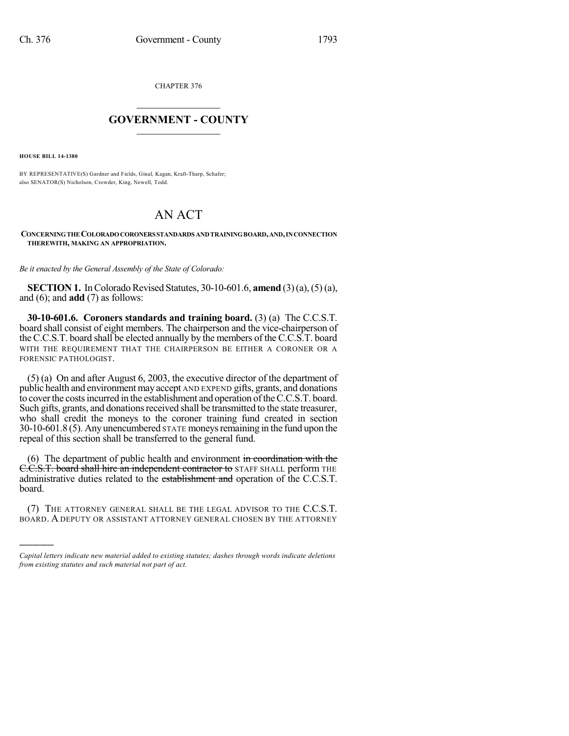CHAPTER 376

# GOVERNMENT - COUNTY

**HOUSE BILL 14-1380**

BY REPRESENTATIVE(S) Gardner and Fields, Ginal, Kagan, Kraft-Tharp, Schafer; also SENATOR(S) Nicholson, Crowder, King, Newell, Todd.

# AN ACT

**CONCERNING THE COLORADO CORONERS STANDARDS AND TRAINING BOARD, AND, IN CONNECTION THEREWITH, MAKING AN APPROPRIATION.**

*Be it enacted by the General Assembly of the State of Colorado:*

**SECTION 1.** In Colorado Revised Statutes, 30-10-601.6, **amend** (3) (a), (5) (a), and (6); and **add** (7) as follows:

**30-10-601.6. Coroners standards and training board.** (3) (a) The C.C.S.T. board shall consist of eight members. The chairperson and the vice-chairperson of the C.C.S.T. board shall be elected annually by the members of the C.C.S.T. board WITH THE REQUIREMENT THAT THE CHAIRPERSON BE EITHER A CORONER OR A FORENSIC PATHOLOGIST.

(5) (a) On and after August 6, 2003, the executive director of the department of public health and environment may accept AND EXPEND gifts, grants, and donations to cover the costs incurred in the establishment and operation of the C.C.S.T. board. Such gifts, grants, and donations received shall be transmitted to the state treasurer, who shall credit the moneys to the coroner training fund created in section 30-10-601.8 (5). Any unencumbered STATE moneys remaining in the fund upon the repeal of this section shall be transferred to the general fund.

(6) The department of public health and environment ~~in coordination with the C.C.S.T. board shall hire an independent contractor to~~ STAFF SHALL perform THE administrative duties related to the ~~establishment and~~ operation of the C.C.S.T. board.

(7) THE ATTORNEY GENERAL SHALL BE THE LEGAL ADVISOR TO THE C.C.S.T. BOARD. A DEPUTY OR ASSISTANT ATTORNEY GENERAL CHOSEN BY THE ATTORNEY

*Capital letters indicate new material added to existing statutes; dashes through words indicate deletions from existing statutes and such material not part of act.*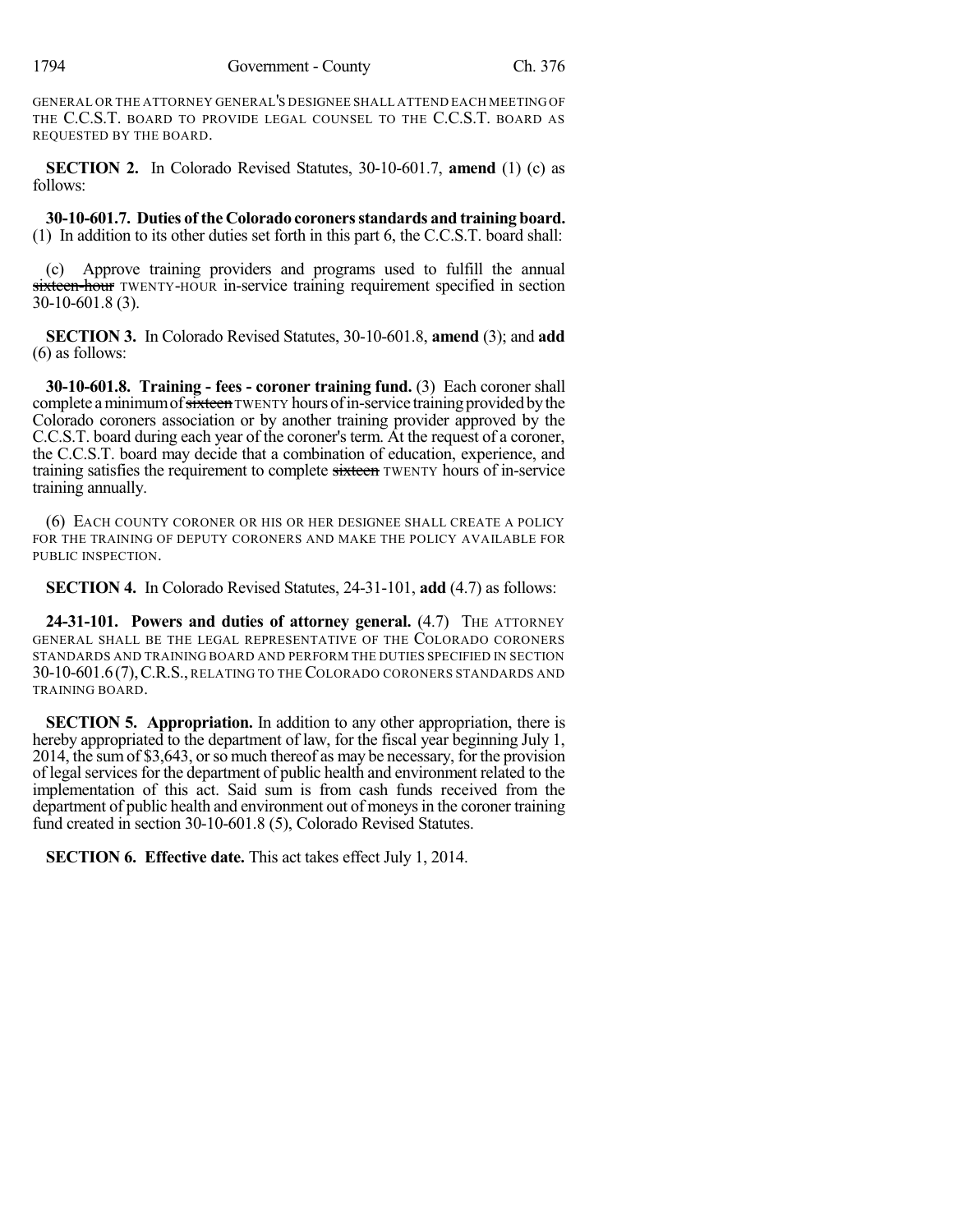GENERAL OR THE ATTORNEY GENERAL'S DESIGNEE SHALL ATTEND EACH MEETING OF THE C.C.S.T. BOARD TO PROVIDE LEGAL COUNSEL TO THE C.C.S.T. BOARD AS REQUESTED BY THE BOARD.

**SECTION 2.** In Colorado Revised Statutes, 30-10-601.7, **amend** (1) (c) as follows:

**30-10-601.7. Duties of the Colorado coroners standards and training board.** (1) In addition to its other duties set forth in this part 6, the C.C.S.T. board shall:

(c) Approve training providers and programs used to fulfill the annual ~~sixteen-hour~~ TWENTY-HOUR in-service training requirement specified in section 30-10-601.8 (3).

**SECTION 3.** In Colorado Revised Statutes, 30-10-601.8, **amend** (3); and **add** (6) as follows:

**30-10-601.8. Training - fees - coroner training fund.** (3) Each coroner shall complete a minimum of ~~sixteen~~ TWENTY hours of in-service training provided by the Colorado coroners association or by another training provider approved by the C.C.S.T. board during each year of the coroner's term. At the request of a coroner, the C.C.S.T. board may decide that a combination of education, experience, and training satisfies the requirement to complete ~~sixteen~~ TWENTY hours of in-service training annually.

(6) EACH COUNTY CORONER OR HIS OR HER DESIGNEE SHALL CREATE A POLICY FOR THE TRAINING OF DEPUTY CORONERS AND MAKE THE POLICY AVAILABLE FOR PUBLIC INSPECTION.

**SECTION 4.** In Colorado Revised Statutes, 24-31-101, **add** (4.7) as follows:

**24-31-101. Powers and duties of attorney general.** (4.7) THE ATTORNEY GENERAL SHALL BE THE LEGAL REPRESENTATIVE OF THE COLORADO CORONERS STANDARDS AND TRAINING BOARD AND PERFORM THE DUTIES SPECIFIED IN SECTION 30-10-601.6 (7), C.R.S., RELATING TO THE COLORADO CORONERS STANDARDS AND TRAINING BOARD.

**SECTION 5. Appropriation.** In addition to any other appropriation, there is hereby appropriated to the department of law, for the fiscal year beginning July 1, 2014, the sum of $3,643, or so much thereof as may be necessary, for the provision of legal services for the department of public health and environment related to the implementation of this act. Said sum is from cash funds received from the department of public health and environment out of moneys in the coroner training fund created in section 30-10-601.8 (5), Colorado Revised Statutes.

**SECTION 6. Effective date.** This act takes effect July 1, 2014.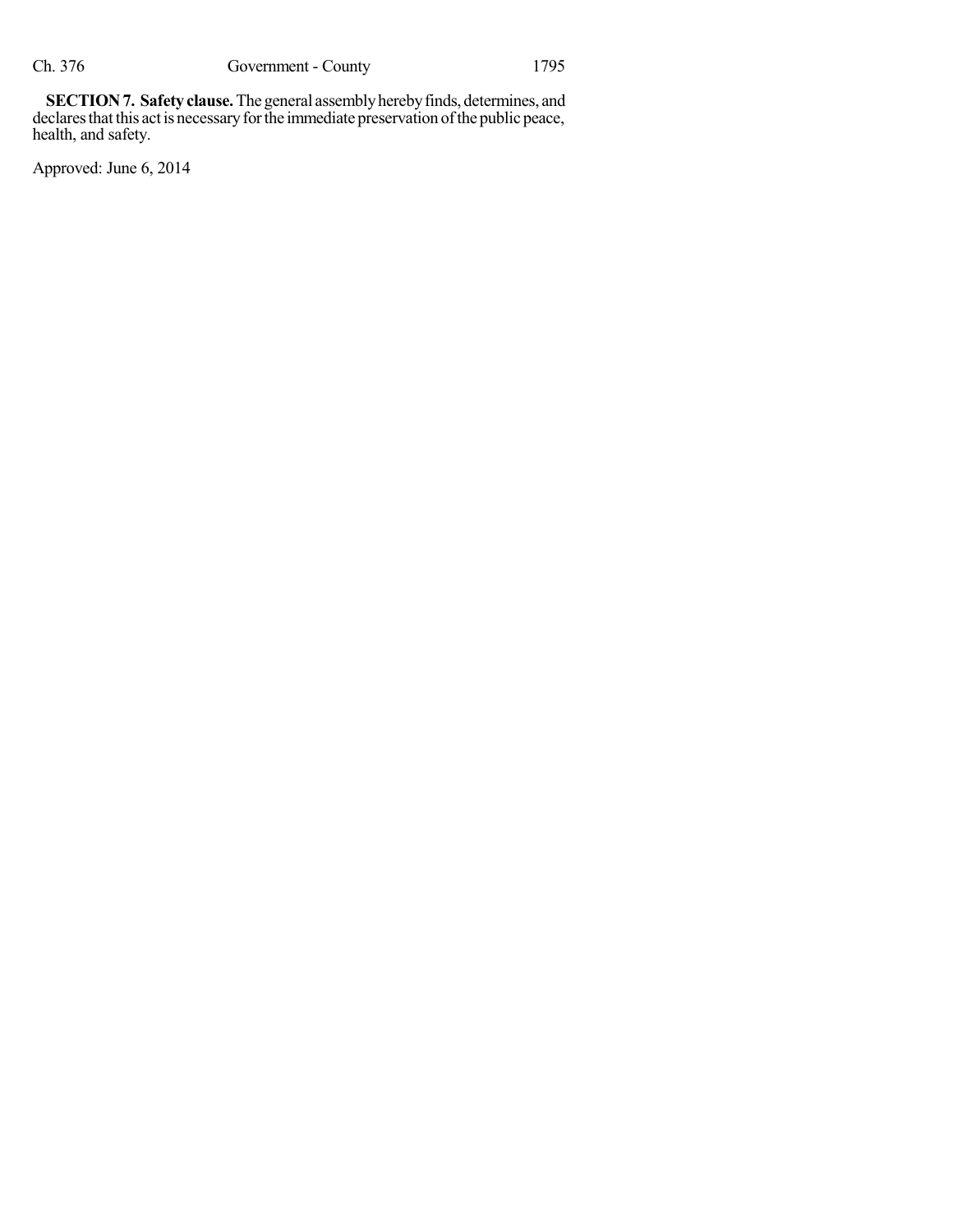**SECTION 7. Safety clause.** The general assembly hereby finds, determines, and declares that this act is necessary for the immediate preservation of the public peace, health, and safety.

Approved: June 6, 2014